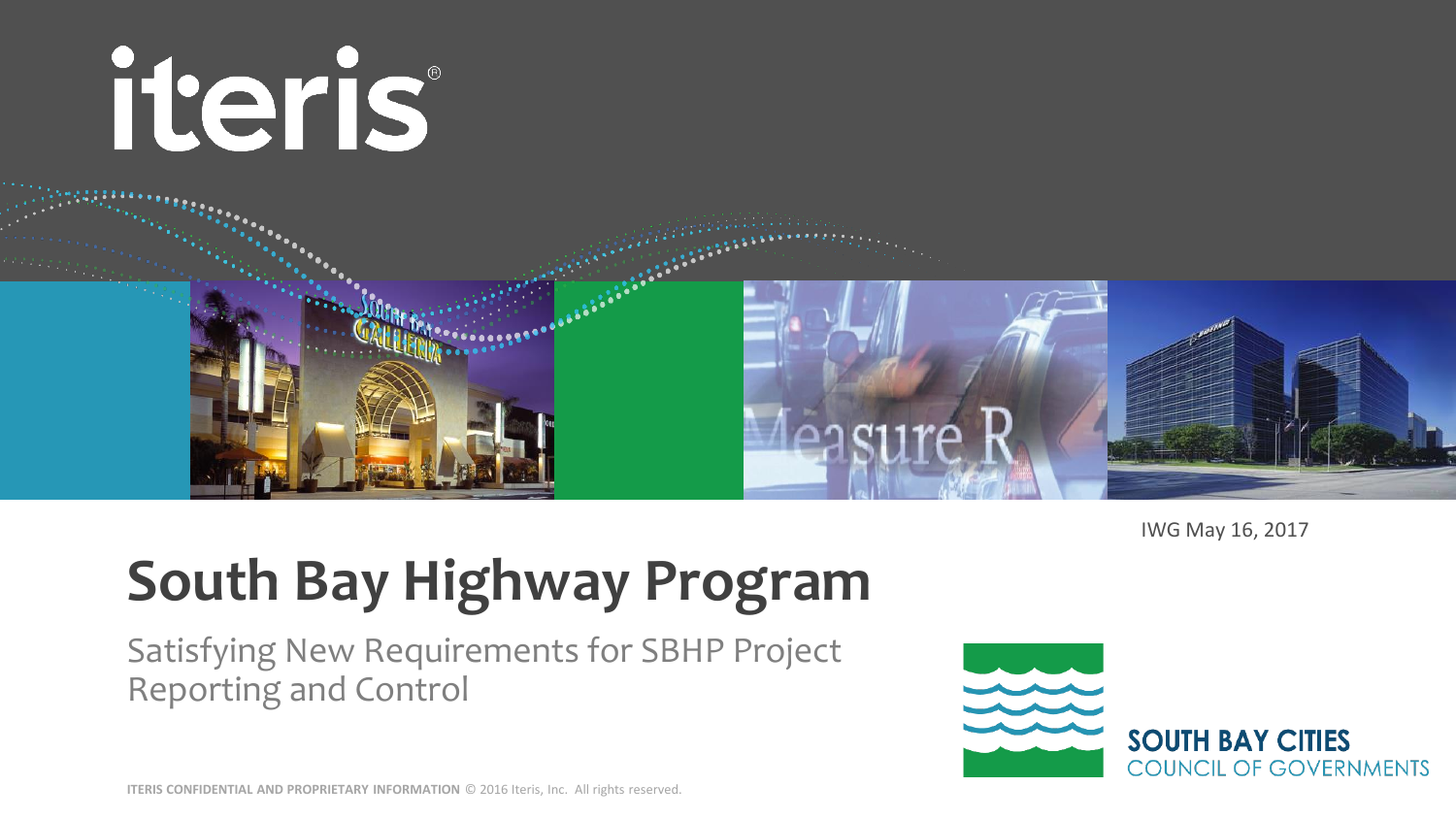iteris

IWG May 16, 2017

# South Bay Highway Program

Satisfying New Requirements for SBHP Project Reporting and Control

SOUTH BAY CITIES COUNCIL OF GOVERNMENTS

**ITERIS CONFIDENTIAL AND PROPRIETARY INFORMATION** © 2016 Iteris, Inc. All rights reserved.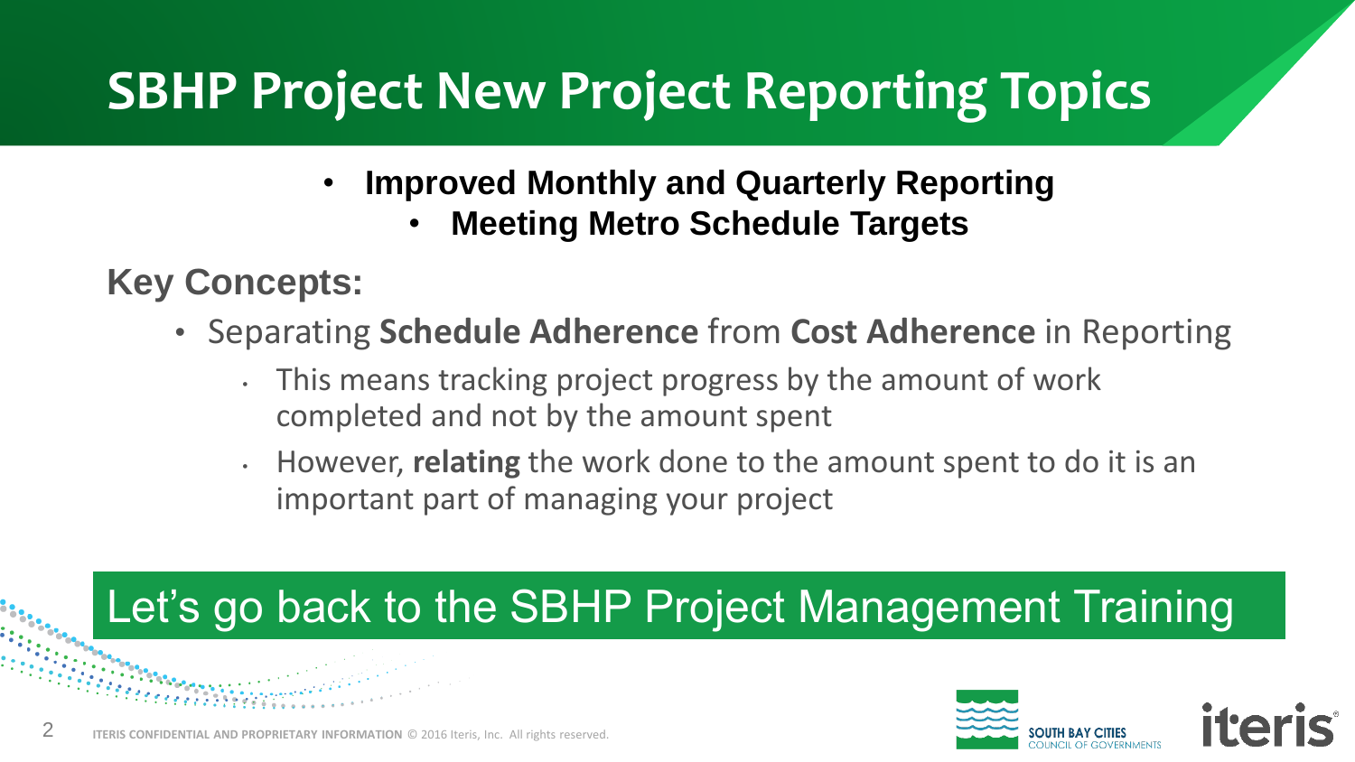# SBHP Project New Project Reporting Topics

- **Improved Monthly and Quarterly Reporting**
  - **Meeting Metro Schedule Targets**

**Key Concepts:**

- Separating **Schedule Adherence** from **Cost Adherence** in Reporting
  - This means tracking project progress by the amount of work completed and not by the amount spent
  - However, **relating** the work done to the amount spent to do it is an important part of managing your project

Let's go back to the SBHP Project Management Training

**ITERIS CONFIDENTIAL AND PROPRIETARY INFORMATION** © 2016 Iteris, Inc. All rights reserved.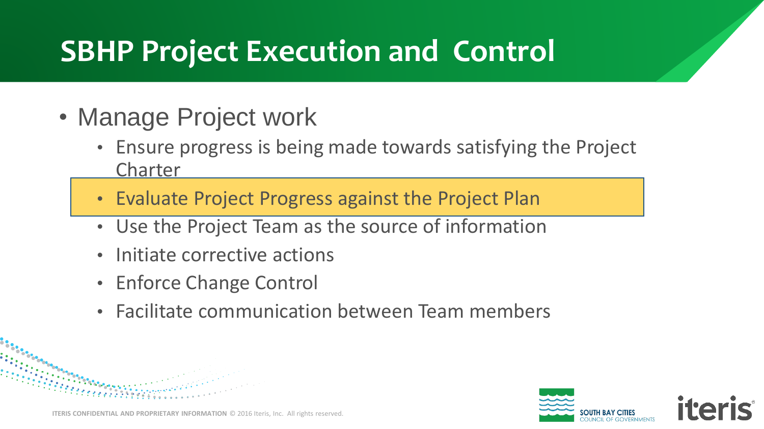# SBHP Project Execution and Control

- Manage Project work
  - Ensure progress is being made towards satisfying the Project Charter
  - Evaluate Project Progress against the Project Plan
  - Use the Project Team as the source of information
  - Initiate corrective actions
  - Enforce Change Control
  - Facilitate communication between Team members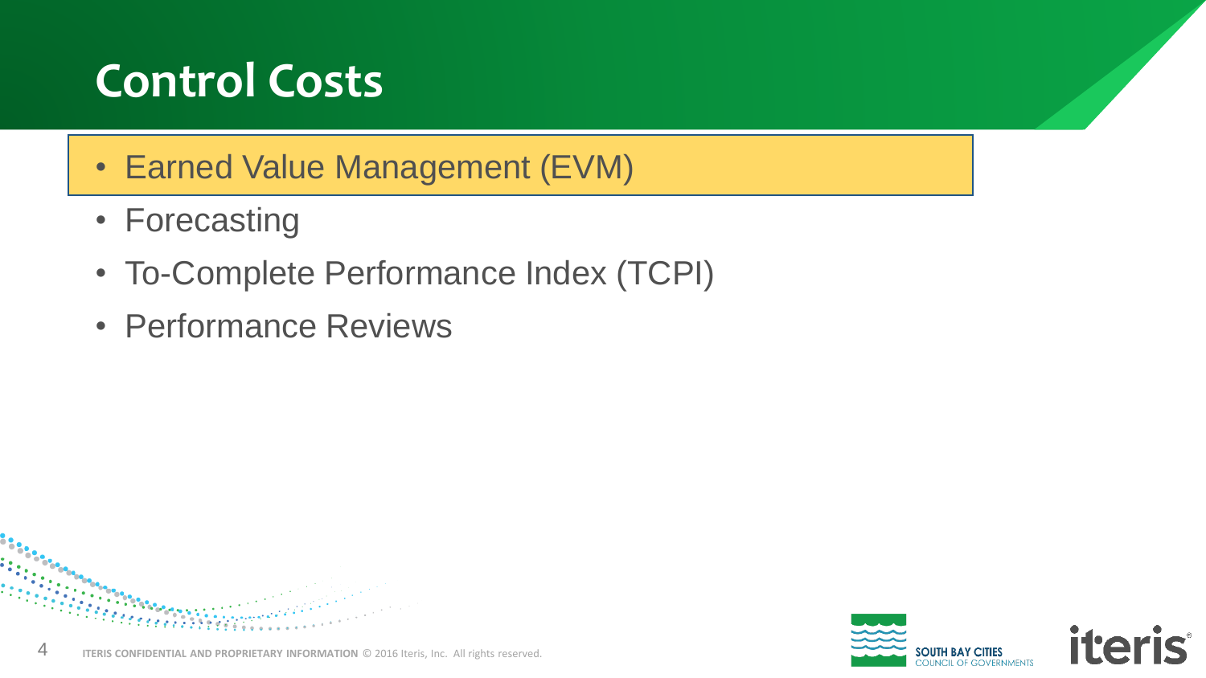# Control Costs

- Earned Value Management (EVM)
- Forecasting
- To-Complete Performance Index (TCPI)
- Performance Reviews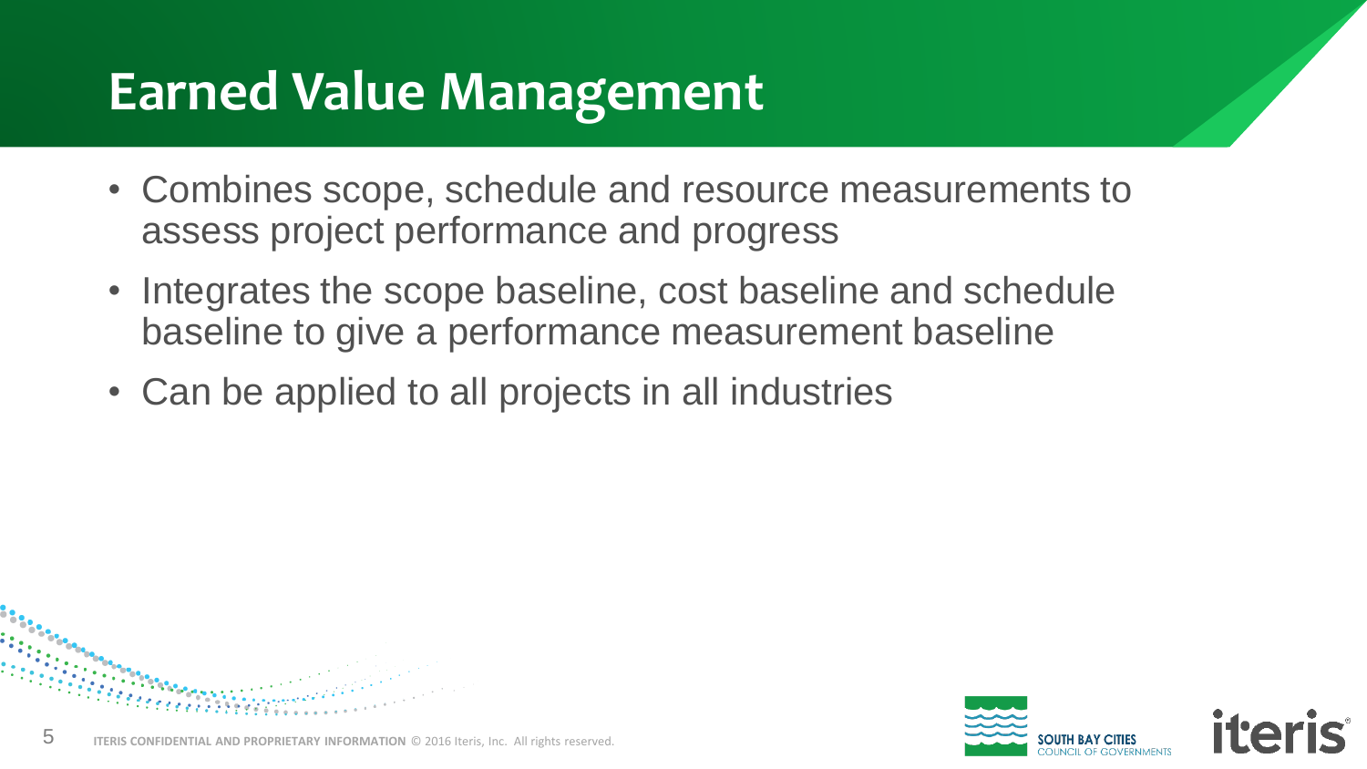# Earned Value Management

- Combines scope, schedule and resource measurements to assess project performance and progress
- Integrates the scope baseline, cost baseline and schedule baseline to give a performance measurement baseline
- Can be applied to all projects in all industries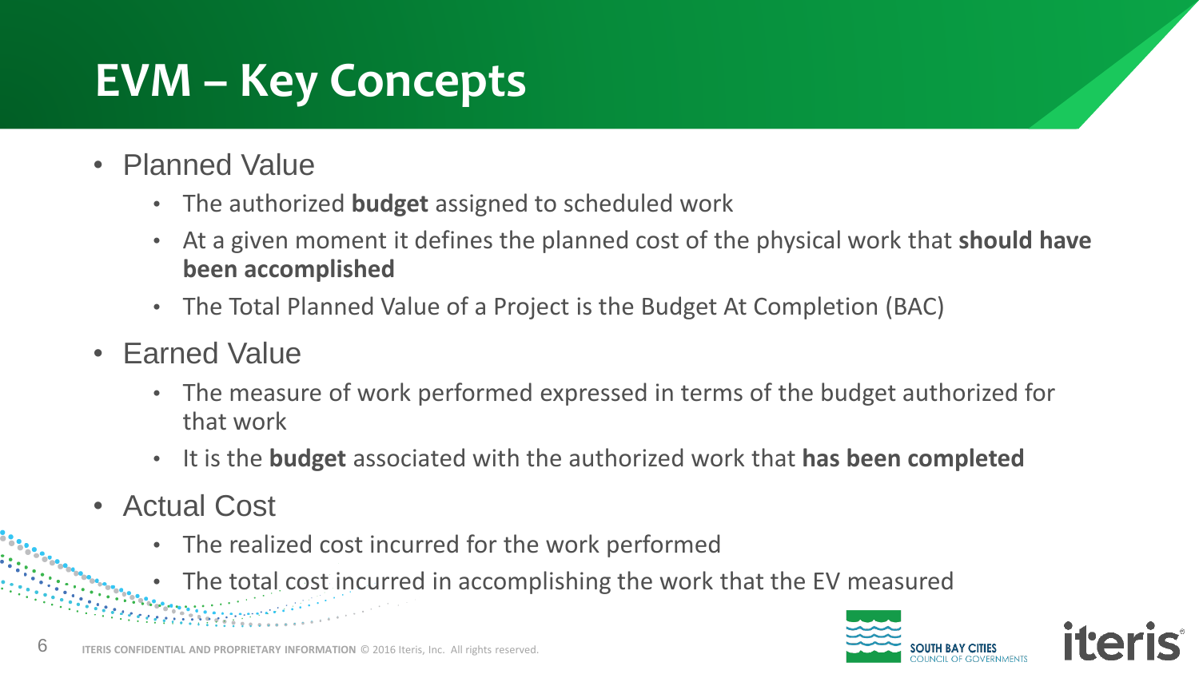# EVM – Key Concepts

- Planned Value
  - The authorized **budget** assigned to scheduled work
  - At a given moment it defines the planned cost of the physical work that **should have been accomplished**
  - The Total Planned Value of a Project is the Budget At Completion (BAC)
- Earned Value
  - The measure of work performed expressed in terms of the budget authorized for that work
  - It is the **budget** associated with the authorized work that **has been completed**
- Actual Cost
  - The realized cost incurred for the work performed
  - The total cost incurred in accomplishing the work that the EV measured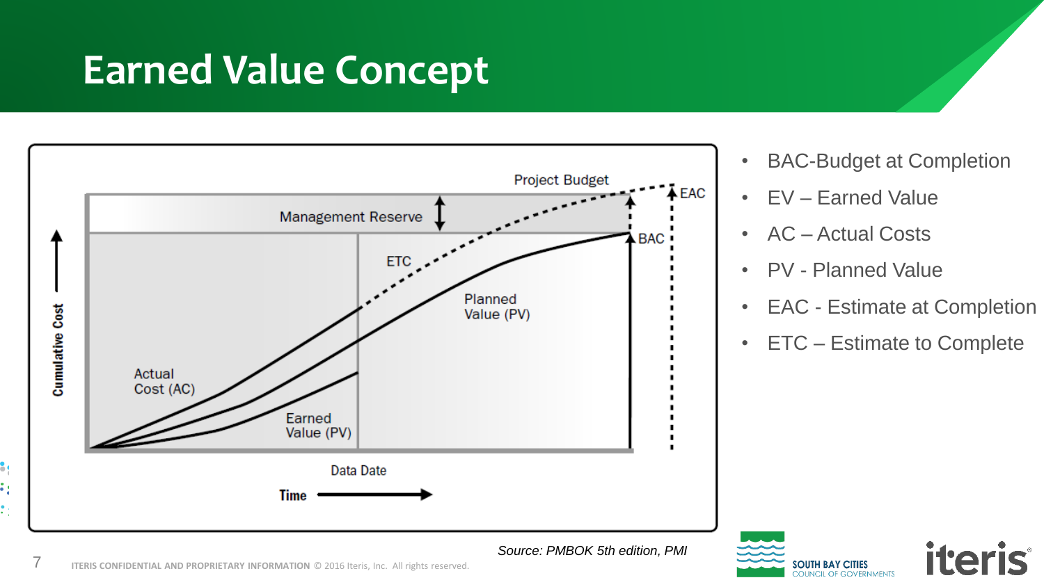# Earned Value Concept

Project Budget

Management Reserve

EAC

BAC

ETC

Planned Value (PV)

Actual Cost (AC)

Earned Value (PV)

Cumulative Cost

Data Date

Time

- BAC-Budget at Completion
- EV – Earned Value
- AC – Actual Costs
- PV - Planned Value
- EAC - Estimate at Completion
- ETC – Estimate to Complete

*Source: PMBOK 5th edition, PMI*

ITERIS CONFIDENTIAL AND PROPRIETARY INFORMATION © 2016 Iteris, Inc. All rights reserved.

SOUTH BAY CITIES COUNCIL OF GOVERNMENTS

iteris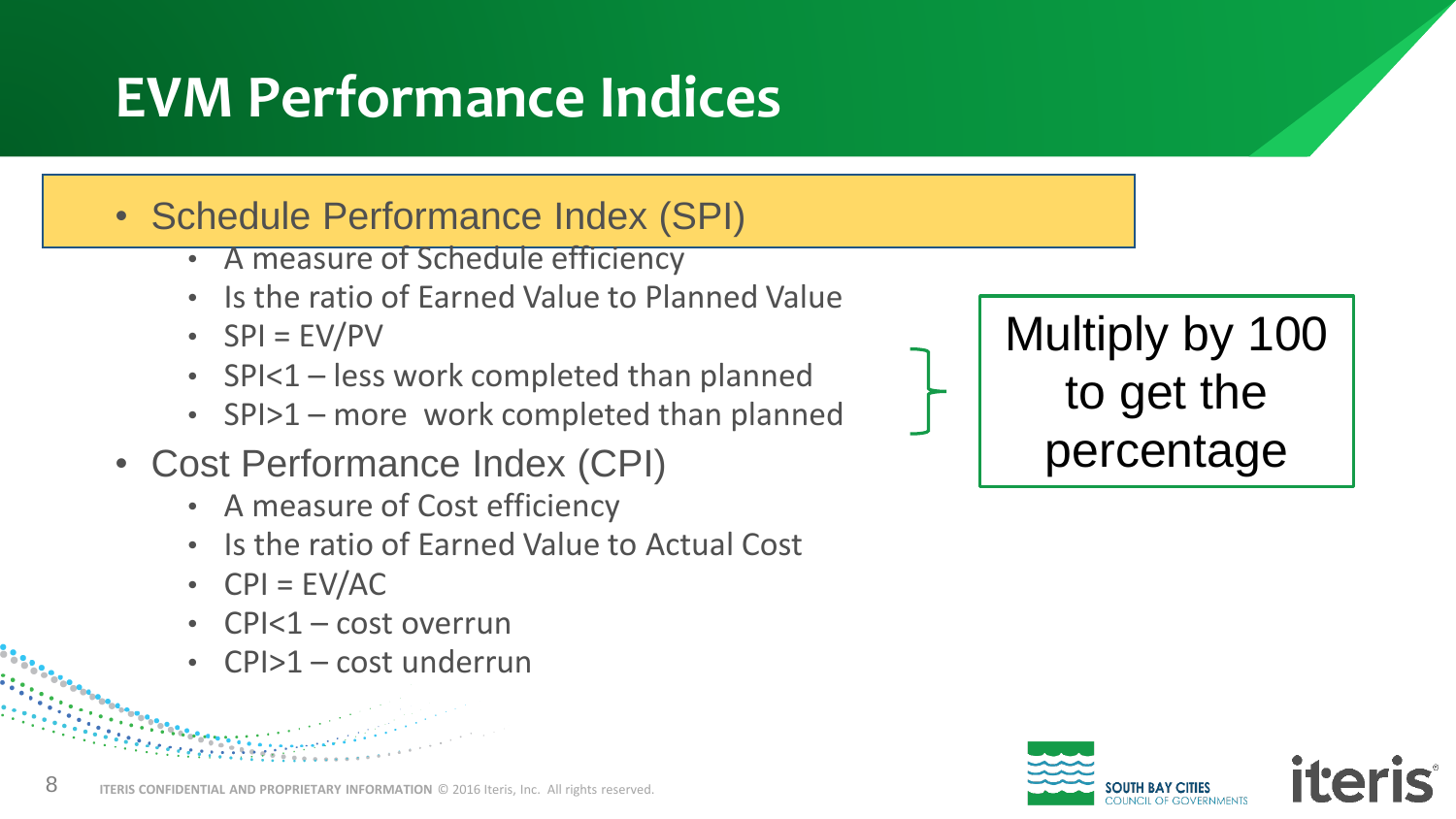# EVM Performance Indices

- Schedule Performance Index (SPI)
  - A measure of Schedule efficiency
  - Is the ratio of Earned Value to Planned Value
  - SPI = EV/PV
  - SPI<1 – less work completed than planned
  - SPI>1 – more work completed than planned
- Cost Performance Index (CPI)
  - A measure of Cost efficiency
  - Is the ratio of Earned Value to Actual Cost
  - CPI = EV/AC
  - CPI<1 – cost overrun
  - CPI>1 – cost underrun

Multiply by 100 to get the percentage

ITERIS CONFIDENTIAL AND PROPRIETARY INFORMATION © 2016 Iteris, Inc. All rights reserved.

SOUTH BAY CITIES COUNCIL OF GOVERNMENTS

iteris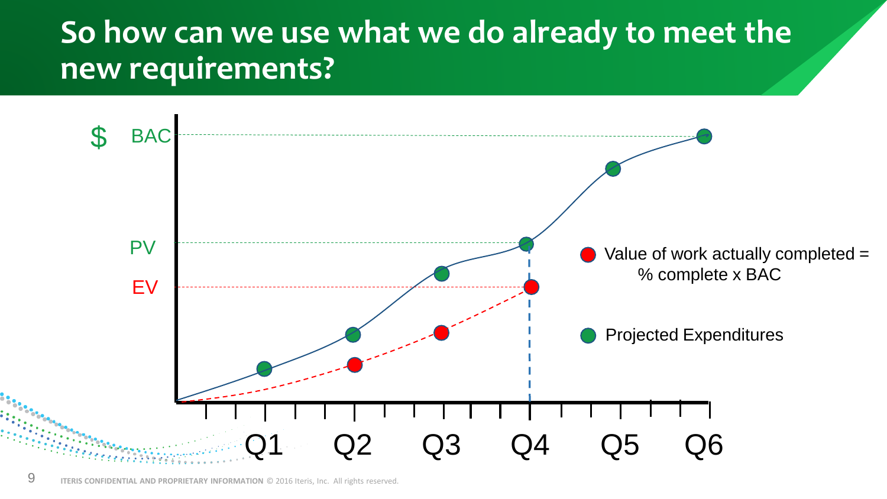# So how can we use what we do already to meet the new requirements?

$ BAC

PV

EV

Q1 Q2 Q3 Q4 Q5 Q6

Value of work actually completed = % complete x BAC

Projected Expenditures

ITERIS CONFIDENTIAL AND PROPRIETARY INFORMATION © 2016 Iteris, Inc. All rights reserved.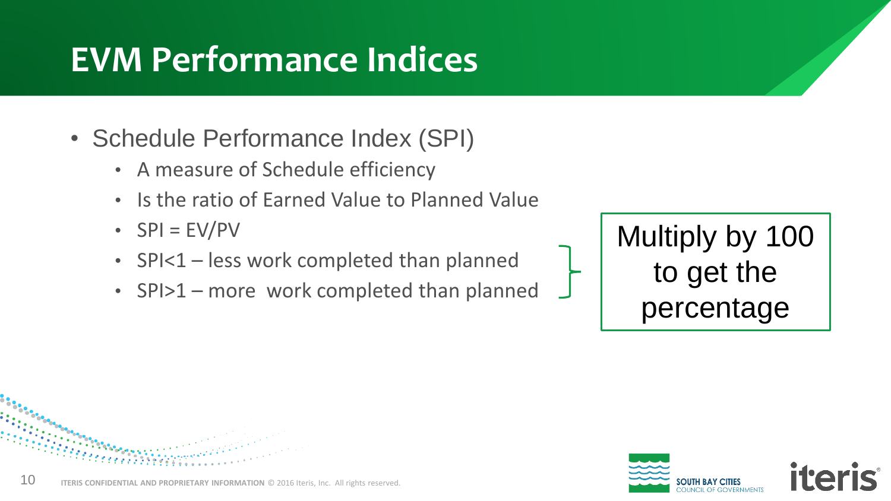# EVM Performance Indices

- Schedule Performance Index (SPI)
  - A measure of Schedule efficiency
  - Is the ratio of Earned Value to Planned Value
  - SPI = EV/PV
  - SPI<1 – less work completed than planned
  - SPI>1 – more work completed than planned

Multiply by 100 to get the percentage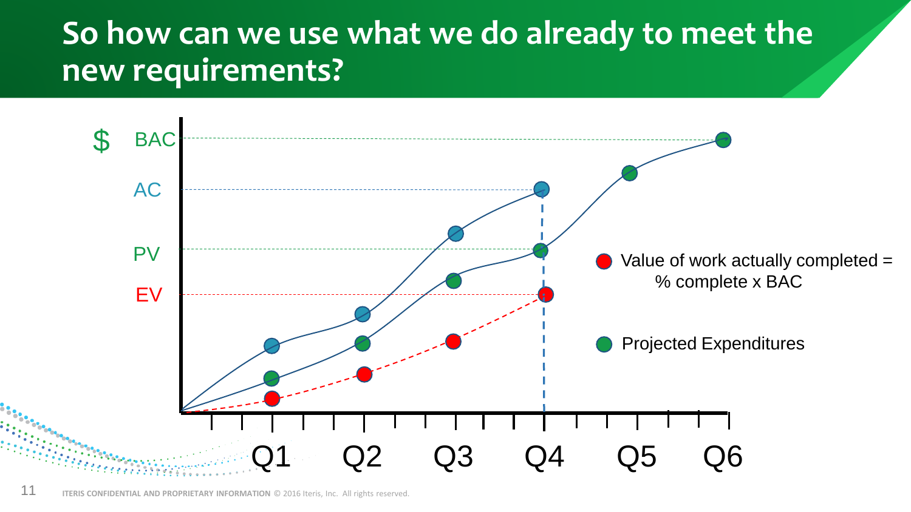# So how can we use what we do already to meet the new requirements?

$ BAC

AC

PV

EV

Q1 Q2 Q3 Q4 Q5 Q6

Value of work actually completed = % complete x BAC

Projected Expenditures

ITERIS CONFIDENTIAL AND PROPRIETARY INFORMATION © 2016 Iteris, Inc. All rights reserved.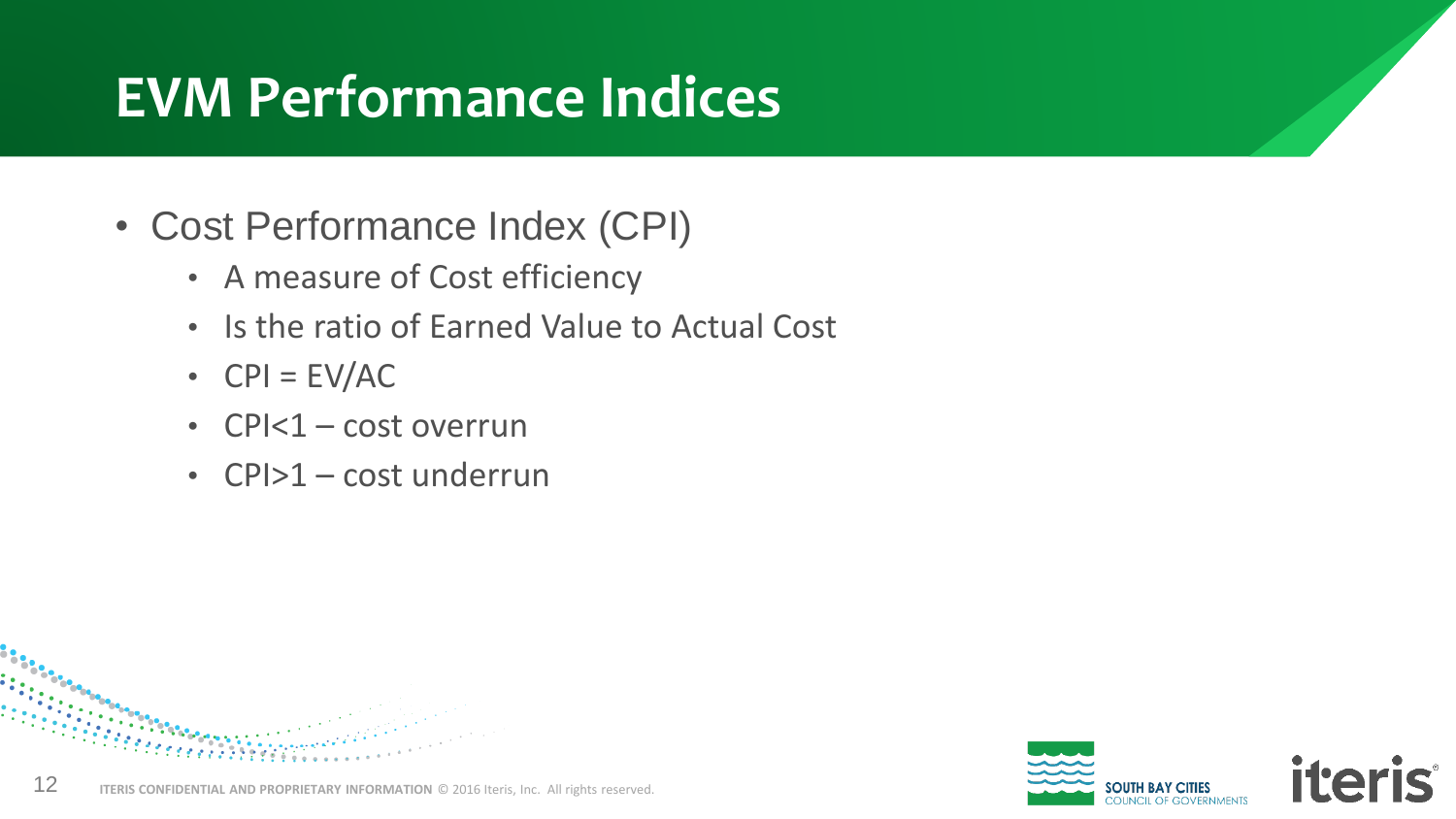# EVM Performance Indices

- Cost Performance Index (CPI)
  - A measure of Cost efficiency
  - Is the ratio of Earned Value to Actual Cost
  - $CPI = EV/AC$
  - $CPI<1$ – cost overrun
  - $CPI>1$ – cost underrun